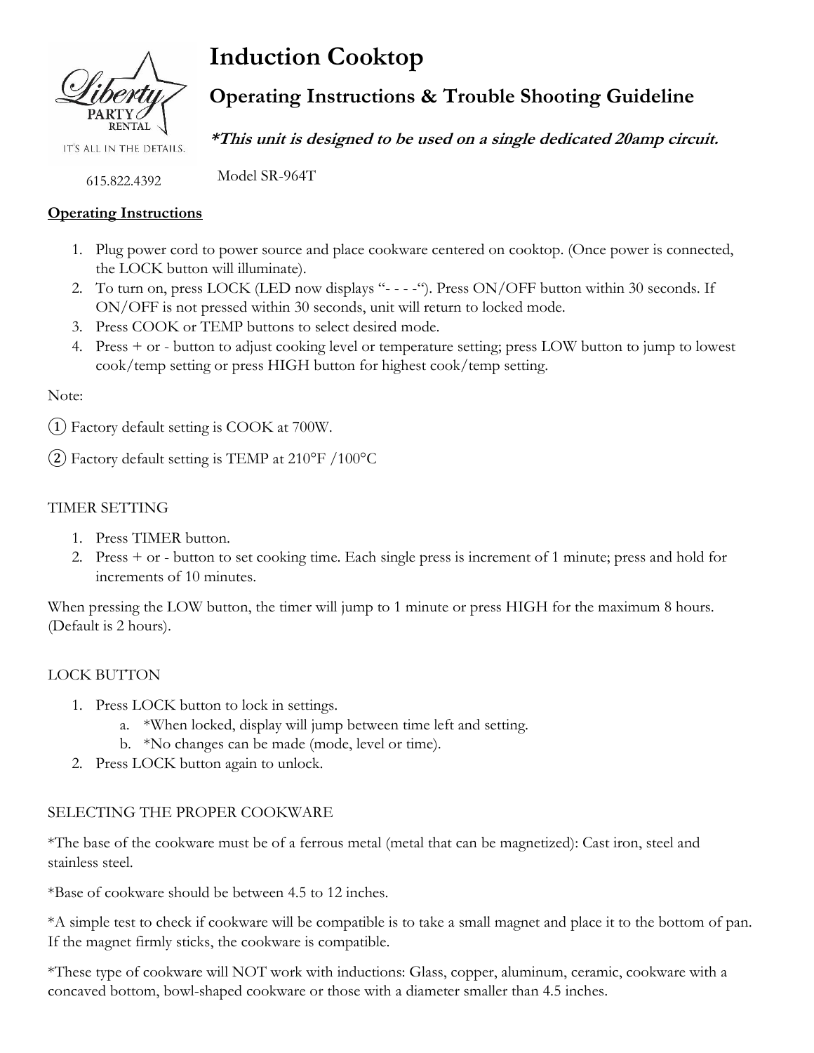Liberty PARTY RENTAL

IT'S ALL IN THE DETAILS.

615.822.4392

# Induction Cooktop

## Operating Instructions & Trouble Shooting Guideline

***This unit is designed to be used on a single dedicated 20amp circuit.***

Model SR-964T

**Operating Instructions**

1. Plug power cord to power source and place cookware centered on cooktop. (Once power is connected, the LOCK button will illuminate).
2. To turn on, press LOCK (LED now displays "- - - -"). Press ON/OFF button within 30 seconds. If ON/OFF is not pressed within 30 seconds, unit will return to locked mode.
3. Press COOK or TEMP buttons to select desired mode.
4. Press + or - button to adjust cooking level or temperature setting; press LOW button to jump to lowest cook/temp setting or press HIGH button for highest cook/temp setting.

Note:

① Factory default setting is COOK at 700W.

② Factory default setting is TEMP at 210°F /100°C

TIMER SETTING

1. Press TIMER button.
2. Press + or - button to set cooking time. Each single press is increment of 1 minute; press and hold for increments of 10 minutes.

When pressing the LOW button, the timer will jump to 1 minute or press HIGH for the maximum 8 hours. (Default is 2 hours).

LOCK BUTTON

1. Press LOCK button to lock in settings.
   a. *When locked, display will jump between time left and setting.
   b. *No changes can be made (mode, level or time).
2. Press LOCK button again to unlock.

SELECTING THE PROPER COOKWARE

*The base of the cookware must be of a ferrous metal (metal that can be magnetized): Cast iron, steel and stainless steel.

*Base of cookware should be between 4.5 to 12 inches.

*A simple test to check if cookware will be compatible is to take a small magnet and place it to the bottom of pan. If the magnet firmly sticks, the cookware is compatible.

*These type of cookware will NOT work with inductions: Glass, copper, aluminum, ceramic, cookware with a concaved bottom, bowl-shaped cookware or those with a diameter smaller than 4.5 inches.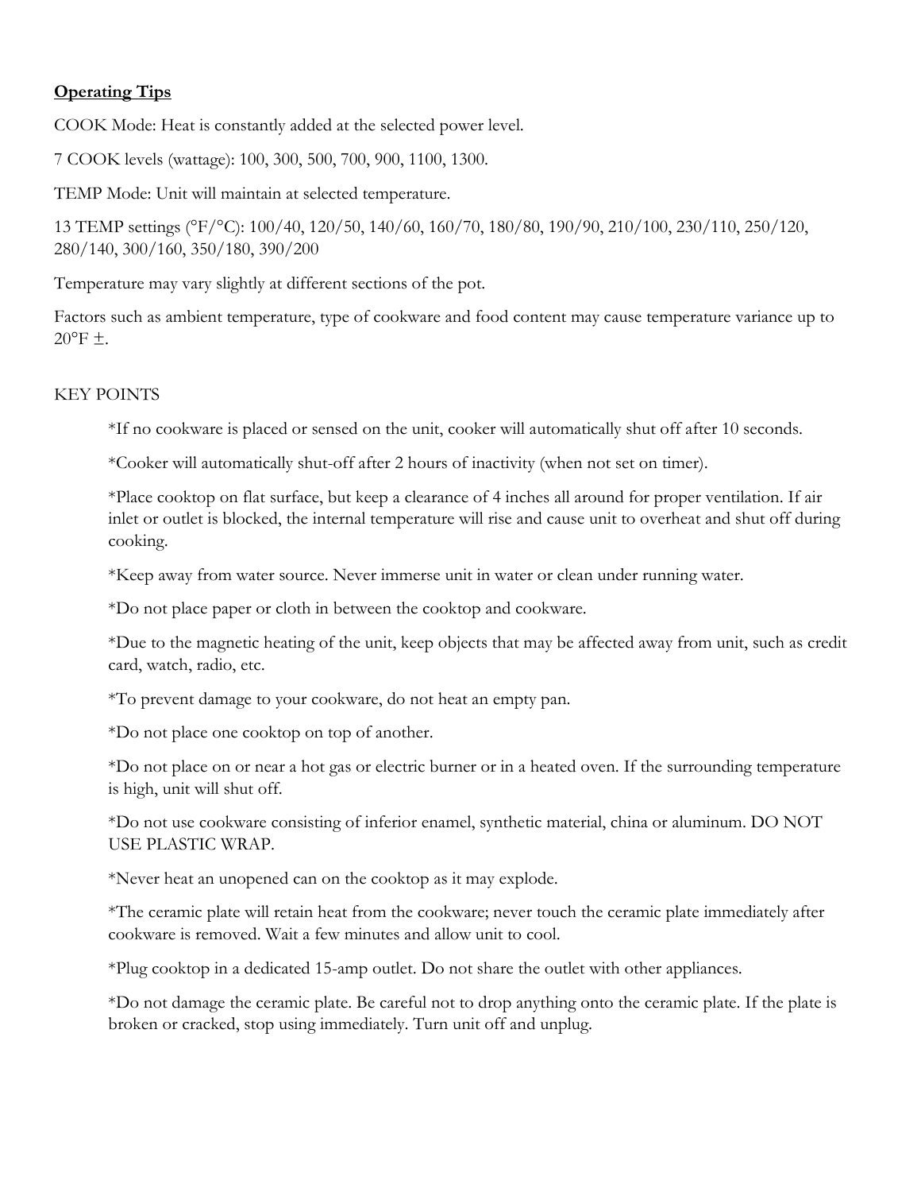**Operating Tips**

COOK Mode: Heat is constantly added at the selected power level.

7 COOK levels (wattage): 100, 300, 500, 700, 900, 1100, 1300.

TEMP Mode: Unit will maintain at selected temperature.

13 TEMP settings (°F/°C): 100/40, 120/50, 140/60, 160/70, 180/80, 190/90, 210/100, 230/110, 250/120, 280/140, 300/160, 350/180, 390/200

Temperature may vary slightly at different sections of the pot.

Factors such as ambient temperature, type of cookware and food content may cause temperature variance up to 20°F ±.

KEY POINTS

*If no cookware is placed or sensed on the unit, cooker will automatically shut off after 10 seconds.

*Cooker will automatically shut-off after 2 hours of inactivity (when not set on timer).

*Place cooktop on flat surface, but keep a clearance of 4 inches all around for proper ventilation. If air inlet or outlet is blocked, the internal temperature will rise and cause unit to overheat and shut off during cooking.

*Keep away from water source. Never immerse unit in water or clean under running water.

*Do not place paper or cloth in between the cooktop and cookware.

*Due to the magnetic heating of the unit, keep objects that may be affected away from unit, such as credit card, watch, radio, etc.

*To prevent damage to your cookware, do not heat an empty pan.

*Do not place one cooktop on top of another.

*Do not place on or near a hot gas or electric burner or in a heated oven. If the surrounding temperature is high, unit will shut off.

*Do not use cookware consisting of inferior enamel, synthetic material, china or aluminum. DO NOT USE PLASTIC WRAP.

*Never heat an unopened can on the cooktop as it may explode.

*The ceramic plate will retain heat from the cookware; never touch the ceramic plate immediately after cookware is removed. Wait a few minutes and allow unit to cool.

*Plug cooktop in a dedicated 15-amp outlet. Do not share the outlet with other appliances.

*Do not damage the ceramic plate. Be careful not to drop anything onto the ceramic plate. If the plate is broken or cracked, stop using immediately. Turn unit off and unplug.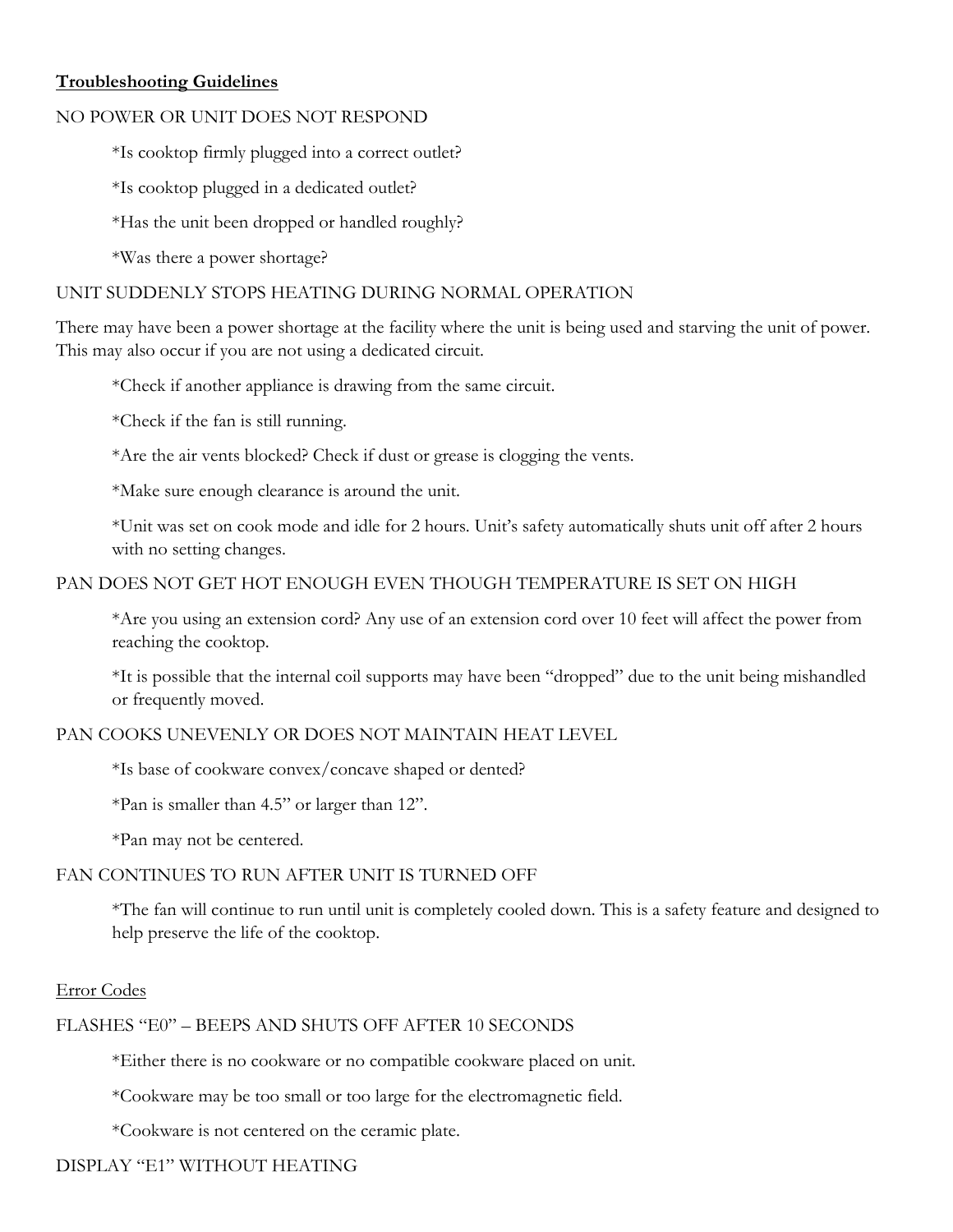**Troubleshooting Guidelines**

NO POWER OR UNIT DOES NOT RESPOND

*Is cooktop firmly plugged into a correct outlet?

*Is cooktop plugged in a dedicated outlet?

*Has the unit been dropped or handled roughly?

*Was there a power shortage?

UNIT SUDDENLY STOPS HEATING DURING NORMAL OPERATION

There may have been a power shortage at the facility where the unit is being used and starving the unit of power. This may also occur if you are not using a dedicated circuit.

*Check if another appliance is drawing from the same circuit.

*Check if the fan is still running.

*Are the air vents blocked? Check if dust or grease is clogging the vents.

*Make sure enough clearance is around the unit.

*Unit was set on cook mode and idle for 2 hours. Unit's safety automatically shuts unit off after 2 hours with no setting changes.

PAN DOES NOT GET HOT ENOUGH EVEN THOUGH TEMPERATURE IS SET ON HIGH

*Are you using an extension cord? Any use of an extension cord over 10 feet will affect the power from reaching the cooktop.

*It is possible that the internal coil supports may have been "dropped" due to the unit being mishandled or frequently moved.

PAN COOKS UNEVENLY OR DOES NOT MAINTAIN HEAT LEVEL

*Is base of cookware convex/concave shaped or dented?

*Pan is smaller than 4.5" or larger than 12".

*Pan may not be centered.

FAN CONTINUES TO RUN AFTER UNIT IS TURNED OFF

*The fan will continue to run until unit is completely cooled down. This is a safety feature and designed to help preserve the life of the cooktop.

Error Codes

FLASHES "E0" – BEEPS AND SHUTS OFF AFTER 10 SECONDS

*Either there is no cookware or no compatible cookware placed on unit.

*Cookware may be too small or too large for the electromagnetic field.

*Cookware is not centered on the ceramic plate.

DISPLAY "E1" WITHOUT HEATING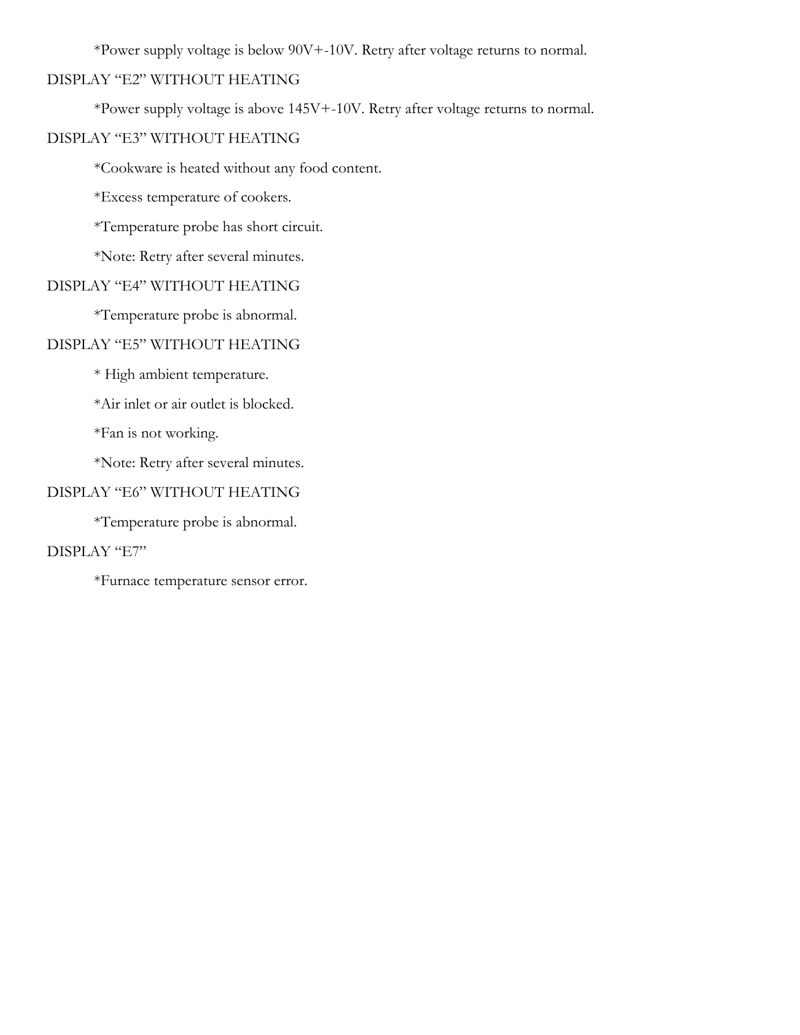*Power supply voltage is below 90V+-10V. Retry after voltage returns to normal.

DISPLAY “E2” WITHOUT HEATING

*Power supply voltage is above 145V+-10V. Retry after voltage returns to normal.

DISPLAY “E3” WITHOUT HEATING

*Cookware is heated without any food content.

*Excess temperature of cookers.

*Temperature probe has short circuit.

*Note: Retry after several minutes.

DISPLAY “E4” WITHOUT HEATING

*Temperature probe is abnormal.

DISPLAY “E5” WITHOUT HEATING

* High ambient temperature.

*Air inlet or air outlet is blocked.

*Fan is not working.

*Note: Retry after several minutes.

DISPLAY “E6” WITHOUT HEATING

*Temperature probe is abnormal.

DISPLAY “E7”

*Furnace temperature sensor error.